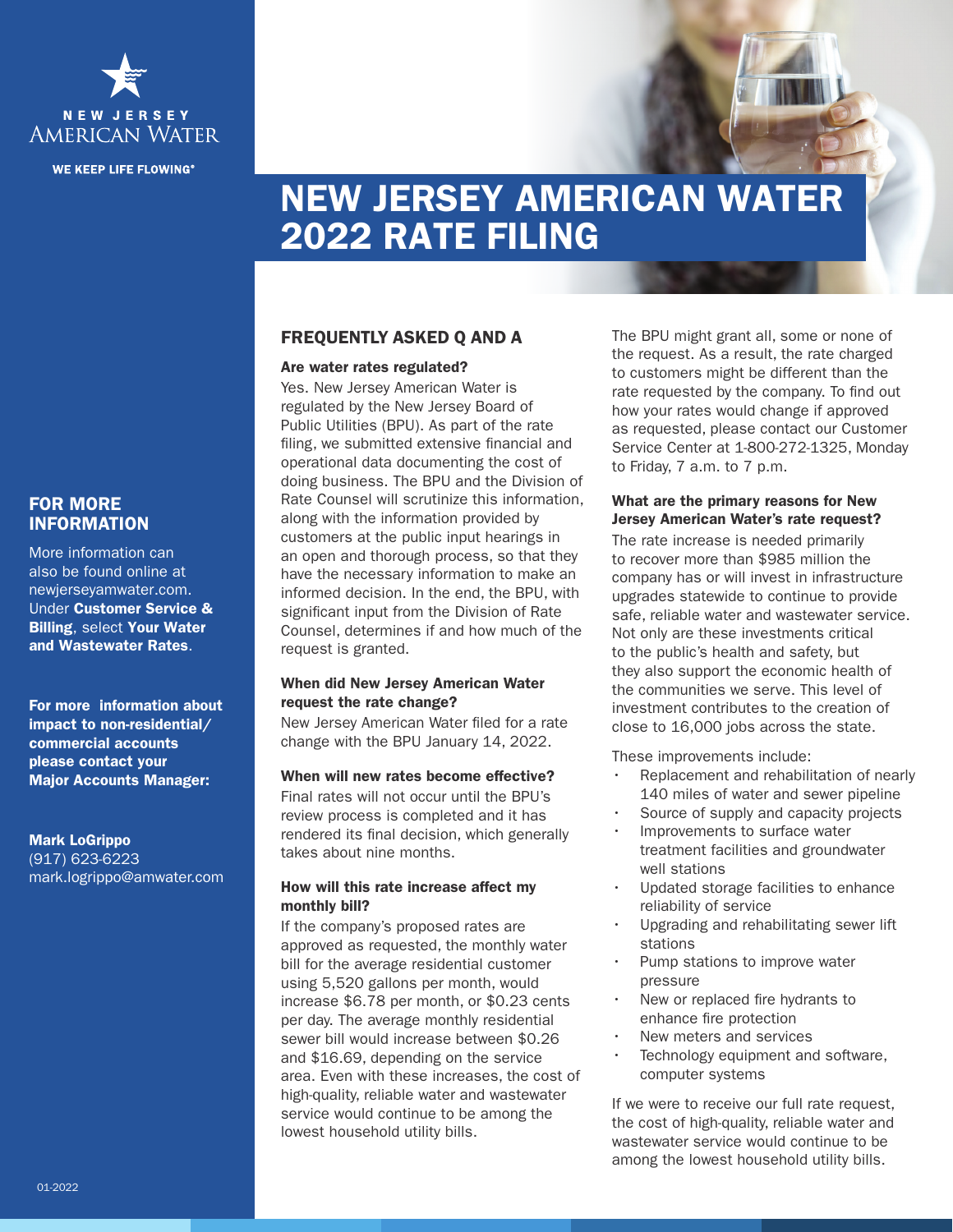NEW JERSEY AMERICAN WATER

WE KEEP LIFE FLOWING®

# NEW JERSEY AMERICAN WATER 2022 RATE FILING

## FOR MORE INFORMATION

More information can also be found online at newjerseyamwater.com. Under **Customer Service & Billing**, select **Your Water and Wastewater Rates**.

**For more information about impact to non-residential/ commercial accounts please contact your Major Accounts Manager:**

**Mark LoGrippo**
(917) 623-6223
mark.logrippo@amwater.com

## FREQUENTLY ASKED Q AND A

### Are water rates regulated?

Yes. New Jersey American Water is regulated by the New Jersey Board of Public Utilities (BPU). As part of the rate filing, we submitted extensive financial and operational data documenting the cost of doing business. The BPU and the Division of Rate Counsel will scrutinize this information, along with the information provided by customers at the public input hearings in an open and thorough process, so that they have the necessary information to make an informed decision. In the end, the BPU, with significant input from the Division of Rate Counsel, determines if and how much of the request is granted.

### When did New Jersey American Water request the rate change?

New Jersey American Water filed for a rate change with the BPU January 14, 2022.

### When will new rates become effective?

Final rates will not occur until the BPU's review process is completed and it has rendered its final decision, which generally takes about nine months.

### How will this rate increase affect my monthly bill?

If the company's proposed rates are approved as requested, the monthly water bill for the average residential customer using 5,520 gallons per month, would increase $6.78 per month, or $0.23 cents per day. The average monthly residential sewer bill would increase between $0.26 and $16.69, depending on the service area. Even with these increases, the cost of high-quality, reliable water and wastewater service would continue to be among the lowest household utility bills.

The BPU might grant all, some or none of the request. As a result, the rate charged to customers might be different than the rate requested by the company. To find out how your rates would change if approved as requested, please contact our Customer Service Center at 1-800-272-1325, Monday to Friday, 7 a.m. to 7 p.m.

### What are the primary reasons for New Jersey American Water's rate request?

The rate increase is needed primarily to recover more than $985 million the company has or will invest in infrastructure upgrades statewide to continue to provide safe, reliable water and wastewater service. Not only are these investments critical to the public's health and safety, but they also support the economic health of the communities we serve. This level of investment contributes to the creation of close to 16,000 jobs across the state.

These improvements include:

- Replacement and rehabilitation of nearly 140 miles of water and sewer pipeline
- Source of supply and capacity projects
- Improvements to surface water treatment facilities and groundwater well stations
- Updated storage facilities to enhance reliability of service
- Upgrading and rehabilitating sewer lift stations
- Pump stations to improve water pressure
- New or replaced fire hydrants to enhance fire protection
- New meters and services
- Technology equipment and software, computer systems

If we were to receive our full rate request, the cost of high-quality, reliable water and wastewater service would continue to be among the lowest household utility bills.

01-2022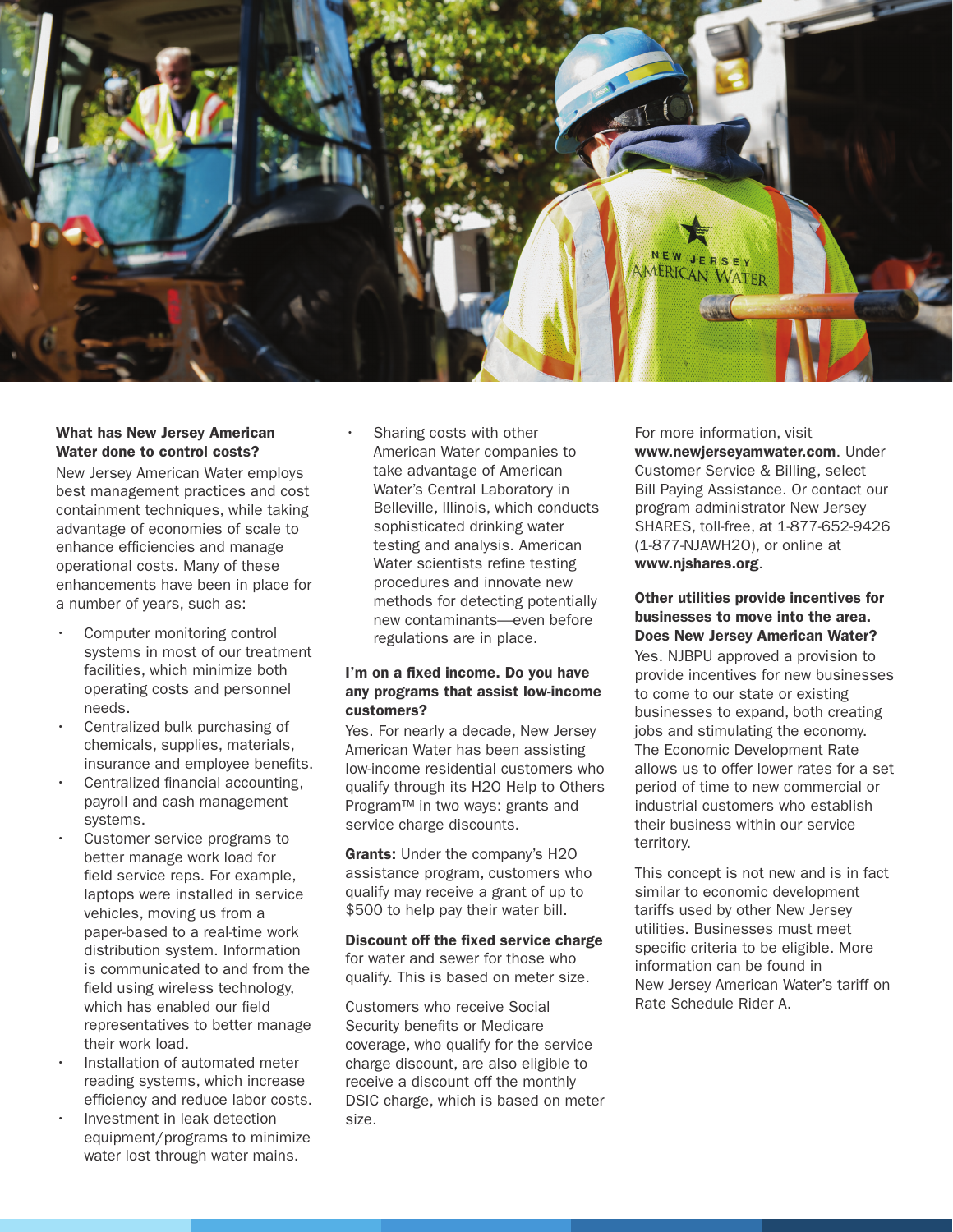**What has New Jersey American Water done to control costs?**

New Jersey American Water employs best management practices and cost containment techniques, while taking advantage of economies of scale to enhance efficiencies and manage operational costs. Many of these enhancements have been in place for a number of years, such as:

- Computer monitoring control systems in most of our treatment facilities, which minimize both operating costs and personnel needs.
- Centralized bulk purchasing of chemicals, supplies, materials, insurance and employee benefits.
- Centralized financial accounting, payroll and cash management systems.
- Customer service programs to better manage work load for field service reps. For example, laptops were installed in service vehicles, moving us from a paper-based to a real-time work distribution system. Information is communicated to and from the field using wireless technology, which has enabled our field representatives to better manage their work load.
- Installation of automated meter reading systems, which increase efficiency and reduce labor costs.
- Investment in leak detection equipment/programs to minimize water lost through water mains.
- Sharing costs with other American Water companies to take advantage of American Water's Central Laboratory in Belleville, Illinois, which conducts sophisticated drinking water testing and analysis. American Water scientists refine testing procedures and innovate new methods for detecting potentially new contaminants—even before regulations are in place.

**I'm on a fixed income. Do you have any programs that assist low-income customers?**

Yes. For nearly a decade, New Jersey American Water has been assisting low-income residential customers who qualify through its H2O Help to Others Program™ in two ways: grants and service charge discounts.

**Grants:** Under the company's H2O assistance program, customers who qualify may receive a grant of up to $500 to help pay their water bill.

**Discount off the fixed service charge** for water and sewer for those who qualify. This is based on meter size.

Customers who receive Social Security benefits or Medicare coverage, who qualify for the service charge discount, are also eligible to receive a discount off the monthly DSIC charge, which is based on meter size.

For more information, visit **www.newjerseyamwater.com**. Under Customer Service & Billing, select Bill Paying Assistance. Or contact our program administrator New Jersey SHARES, toll-free, at 1-877-652-9426 (1-877-NJAWH2O), or online at **www.njshares.org**.

**Other utilities provide incentives for businesses to move into the area. Does New Jersey American Water?**

Yes. NJBPU approved a provision to provide incentives for new businesses to come to our state or existing businesses to expand, both creating jobs and stimulating the economy. The Economic Development Rate allows us to offer lower rates for a set period of time to new commercial or industrial customers who establish their business within our service territory.

This concept is not new and is in fact similar to economic development tariffs used by other New Jersey utilities. Businesses must meet specific criteria to be eligible. More information can be found in New Jersey American Water's tariff on Rate Schedule Rider A.